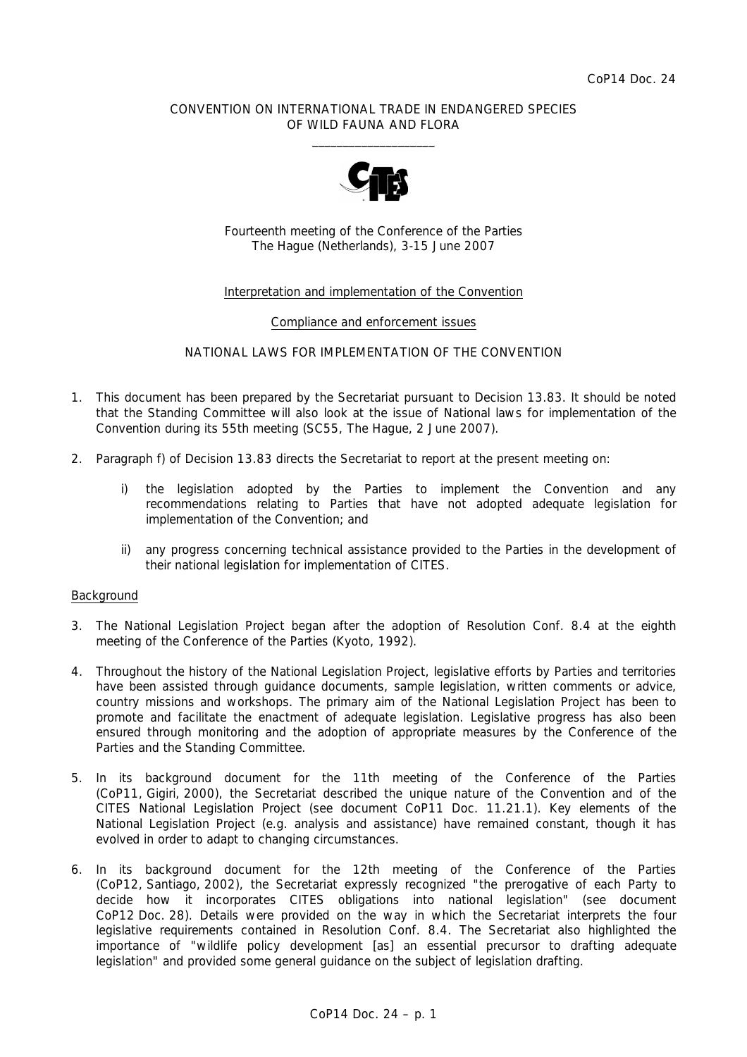CoP14 Doc. 24

CONVENTION ON INTERNATIONAL TRADE IN ENDANGERED SPECIES
OF WILD FAUNA AND FLORA

\_\_\_\_\_\_\_\_\_\_\_\_\_\_\_\_\_\_\_\_

Fourteenth meeting of the Conference of the Parties
The Hague (Netherlands), 3-15 June 2007

Interpretation and implementation of the Convention

Compliance and enforcement issues

NATIONAL LAWS FOR IMPLEMENTATION OF THE CONVENTION

1. This document has been prepared by the Secretariat pursuant to Decision 13.83. It should be noted that the Standing Committee will also look at the issue of National laws for implementation of the Convention during its 55th meeting (SC55, The Hague, 2 June 2007).

2. Paragraph f) of Decision 13.83 directs the Secretariat to report at the present meeting on:

   i) the legislation adopted by the Parties to implement the Convention and any recommendations relating to Parties that have not adopted adequate legislation for implementation of the Convention; and

   ii) any progress concerning technical assistance provided to the Parties in the development of their national legislation for implementation of CITES.

Background

3. The National Legislation Project began after the adoption of Resolution Conf. 8.4 at the eighth meeting of the Conference of the Parties (Kyoto, 1992).

4. Throughout the history of the National Legislation Project, legislative efforts by Parties and territories have been assisted through guidance documents, sample legislation, written comments or advice, country missions and workshops. The primary aim of the National Legislation Project has been to promote and facilitate the enactment of adequate legislation. Legislative progress has also been ensured through monitoring and the adoption of appropriate measures by the Conference of the Parties and the Standing Committee.

5. In its background document for the 11th meeting of the Conference of the Parties (CoP11, Gigiri, 2000), the Secretariat described the unique nature of the Convention and of the CITES National Legislation Project (see document CoP11 Doc. 11.21.1). Key elements of the National Legislation Project (e.g. analysis and assistance) have remained constant, though it has evolved in order to adapt to changing circumstances.

6. In its background document for the 12th meeting of the Conference of the Parties (CoP12, Santiago, 2002), the Secretariat expressly recognized "the prerogative of each Party to decide how it incorporates CITES obligations into national legislation" (see document CoP12 Doc. 28). Details were provided on the way in which the Secretariat interprets the four legislative requirements contained in Resolution Conf. 8.4. The Secretariat also highlighted the importance of "wildlife policy development [as] an essential precursor to drafting adequate legislation" and provided some general guidance on the subject of legislation drafting.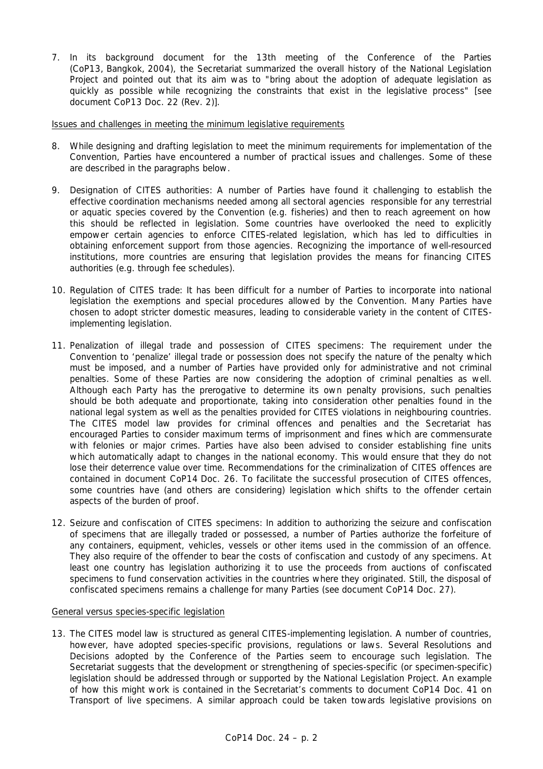7. In its background document for the 13th meeting of the Conference of the Parties (CoP13, Bangkok, 2004), the Secretariat summarized the overall history of the National Legislation Project and pointed out that its aim was to "bring about the adoption of adequate legislation as quickly as possible while recognizing the constraints that exist in the legislative process" [see document CoP13 Doc. 22 (Rev. 2)].

Issues and challenges in meeting the minimum legislative requirements

8. While designing and drafting legislation to meet the minimum requirements for implementation of the Convention, Parties have encountered a number of practical issues and challenges. Some of these are described in the paragraphs below.

9. Designation of CITES authorities: A number of Parties have found it challenging to establish the effective coordination mechanisms needed among all sectoral agencies responsible for any terrestrial or aquatic species covered by the Convention (e.g. fisheries) and then to reach agreement on how this should be reflected in legislation. Some countries have overlooked the need to explicitly empower certain agencies to enforce CITES-related legislation, which has led to difficulties in obtaining enforcement support from those agencies. Recognizing the importance of well-resourced institutions, more countries are ensuring that legislation provides the means for financing CITES authorities (e.g. through fee schedules).

10. Regulation of CITES trade: It has been difficult for a number of Parties to incorporate into national legislation the exemptions and special procedures allowed by the Convention. Many Parties have chosen to adopt stricter domestic measures, leading to considerable variety in the content of CITES-implementing legislation.

11. Penalization of illegal trade and possession of CITES specimens: The requirement under the Convention to 'penalize' illegal trade or possession does not specify the nature of the penalty which must be imposed, and a number of Parties have provided only for administrative and not criminal penalties. Some of these Parties are now considering the adoption of criminal penalties as well. Although each Party has the prerogative to determine its own penalty provisions, such penalties should be both adequate and proportionate, taking into consideration other penalties found in the national legal system as well as the penalties provided for CITES violations in neighbouring countries. The CITES model law provides for criminal offences and penalties and the Secretariat has encouraged Parties to consider maximum terms of imprisonment and fines which are commensurate with felonies or major crimes. Parties have also been advised to consider establishing fine units which automatically adapt to changes in the national economy. This would ensure that they do not lose their deterrence value over time. Recommendations for the criminalization of CITES offences are contained in document CoP14 Doc. 26. To facilitate the successful prosecution of CITES offences, some countries have (and others are considering) legislation which shifts to the offender certain aspects of the burden of proof.

12. Seizure and confiscation of CITES specimens: In addition to authorizing the seizure and confiscation of specimens that are illegally traded or possessed, a number of Parties authorize the forfeiture of any containers, equipment, vehicles, vessels or other items used in the commission of an offence. They also require of the offender to bear the costs of confiscation and custody of any specimens. At least one country has legislation authorizing it to use the proceeds from auctions of confiscated specimens to fund conservation activities in the countries where they originated. Still, the disposal of confiscated specimens remains a challenge for many Parties (see document CoP14 Doc. 27).

General versus species-specific legislation

13. The CITES model law is structured as general CITES-implementing legislation. A number of countries, however, have adopted species-specific provisions, regulations or laws. Several Resolutions and Decisions adopted by the Conference of the Parties seem to encourage such legislation. The Secretariat suggests that the development or strengthening of species-specific (or specimen-specific) legislation should be addressed through or supported by the National Legislation Project. An example of how this might work is contained in the Secretariat's comments to document CoP14 Doc. 41 on Transport of live specimens. A similar approach could be taken towards legislative provisions on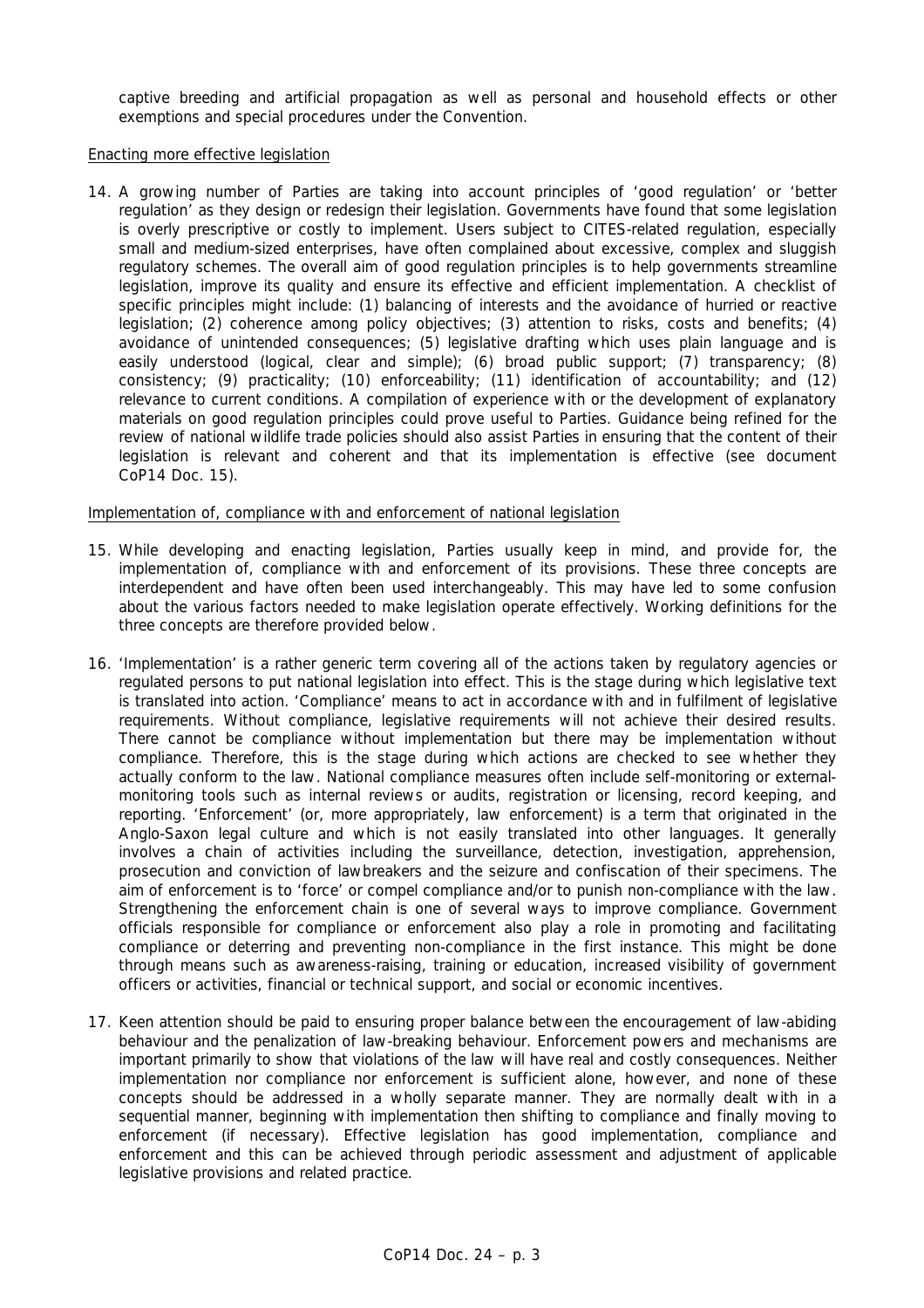captive breeding and artificial propagation as well as personal and household effects or other exemptions and special procedures under the Convention.

Enacting more effective legislation

14. A growing number of Parties are taking into account principles of 'good regulation' or 'better regulation' as they design or redesign their legislation. Governments have found that some legislation is overly prescriptive or costly to implement. Users subject to CITES-related regulation, especially small and medium-sized enterprises, have often complained about excessive, complex and sluggish regulatory schemes. The overall aim of good regulation principles is to help governments streamline legislation, improve its quality and ensure its effective and efficient implementation. A checklist of specific principles might include: (1) balancing of interests and the avoidance of hurried or reactive legislation; (2) coherence among policy objectives; (3) attention to risks, costs and benefits; (4) avoidance of unintended consequences; (5) legislative drafting which uses plain language and is easily understood (logical, clear and simple); (6) broad public support; (7) transparency; (8) consistency; (9) practicality; (10) enforceability; (11) identification of accountability; and (12) relevance to current conditions. A compilation of experience with or the development of explanatory materials on good regulation principles could prove useful to Parties. Guidance being refined for the review of national wildlife trade policies should also assist Parties in ensuring that the content of their legislation is relevant and coherent and that its implementation is effective (see document CoP14 Doc. 15).

Implementation of, compliance with and enforcement of national legislation

15. While developing and enacting legislation, Parties usually keep in mind, and provide for, the implementation of, compliance with and enforcement of its provisions. These three concepts are interdependent and have often been used interchangeably. This may have led to some confusion about the various factors needed to make legislation operate effectively. Working definitions for the three concepts are therefore provided below.

16. 'Implementation' is a rather generic term covering all of the actions taken by regulatory agencies or regulated persons to put national legislation into effect. This is the stage during which legislative text is translated into action. 'Compliance' means to act in accordance with and in fulfilment of legislative requirements. Without compliance, legislative requirements will not achieve their desired results. There cannot be compliance without implementation but there may be implementation without compliance. Therefore, this is the stage during which actions are checked to see whether they actually conform to the law. National compliance measures often include self-monitoring or external-monitoring tools such as internal reviews or audits, registration or licensing, record keeping, and reporting. 'Enforcement' (or, more appropriately, law enforcement) is a term that originated in the Anglo-Saxon legal culture and which is not easily translated into other languages. It generally involves a chain of activities including the surveillance, detection, investigation, apprehension, prosecution and conviction of lawbreakers and the seizure and confiscation of their specimens. The aim of enforcement is to 'force' or compel compliance and/or to punish non-compliance with the law. Strengthening the enforcement chain is one of several ways to improve compliance. Government officials responsible for compliance or enforcement also play a role in promoting and facilitating compliance or deterring and preventing non-compliance in the first instance. This might be done through means such as awareness-raising, training or education, increased visibility of government officers or activities, financial or technical support, and social or economic incentives.

17. Keen attention should be paid to ensuring proper balance between the encouragement of law-abiding behaviour and the penalization of law-breaking behaviour. Enforcement powers and mechanisms are important primarily to show that violations of the law will have real and costly consequences. Neither implementation nor compliance nor enforcement is sufficient alone, however, and none of these concepts should be addressed in a wholly separate manner. They are normally dealt with in a sequential manner, beginning with implementation then shifting to compliance and finally moving to enforcement (if necessary). Effective legislation has good implementation, compliance and enforcement and this can be achieved through periodic assessment and adjustment of applicable legislative provisions and related practice.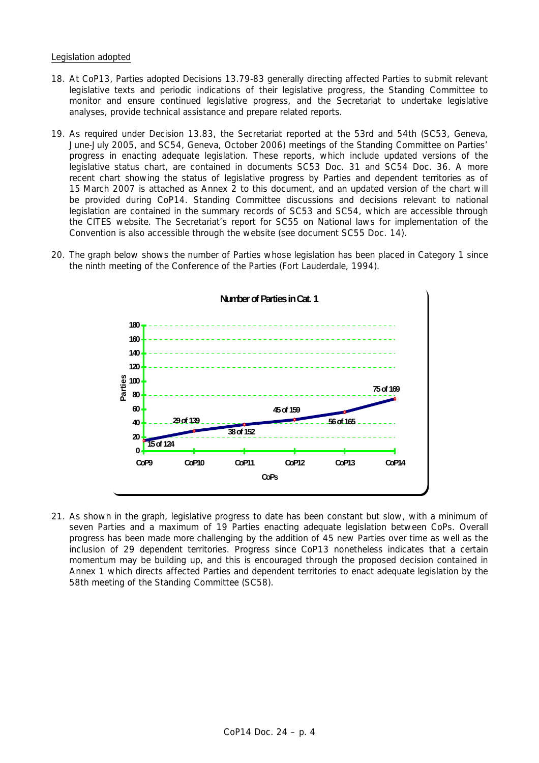Legislation adopted

18. At CoP13, Parties adopted Decisions 13.79-83 generally directing affected Parties to submit relevant legislative texts and periodic indications of their legislative progress, the Standing Committee to monitor and ensure continued legislative progress, and the Secretariat to undertake legislative analyses, provide technical assistance and prepare related reports.

19. As required under Decision 13.83, the Secretariat reported at the 53rd and 54th (SC53, Geneva, June-July 2005, and SC54, Geneva, October 2006) meetings of the Standing Committee on Parties' progress in enacting adequate legislation. These reports, which include updated versions of the legislative status chart, are contained in documents SC53 Doc. 31 and SC54 Doc. 36. A more recent chart showing the status of legislative progress by Parties and dependent territories as of 15 March 2007 is attached as Annex 2 to this document, and an updated version of the chart will be provided during CoP14. Standing Committee discussions and decisions relevant to national legislation are contained in the summary records of SC53 and SC54, which are accessible through the CITES website. The Secretariat's report for SC55 on National laws for implementation of the Convention is also accessible through the website (see document SC55 Doc. 14).

20. The graph below shows the number of Parties whose legislation has been placed in Category 1 since the ninth meeting of the Conference of the Parties (Fort Lauderdale, 1994).

**Number of Parties in Cat. 1**

| CoPs | Parties |
|---|---|
| CoP9 | 15 of 124 |
| CoP10 | 29 of 139 |
| CoP11 | 38 of 152 |
| CoP12 | 45 of 159 |
| CoP13 | 56 of 165 |
| CoP14 | 75 of 169 |

21. As shown in the graph, legislative progress to date has been constant but slow, with a minimum of seven Parties and a maximum of 19 Parties enacting adequate legislation between CoPs. Overall progress has been made more challenging by the addition of 45 new Parties over time as well as the inclusion of 29 dependent territories. Progress since CoP13 nonetheless indicates that a certain momentum may be building up, and this is encouraged through the proposed decision contained in Annex 1 which directs affected Parties and dependent territories to enact adequate legislation by the 58th meeting of the Standing Committee (SC58).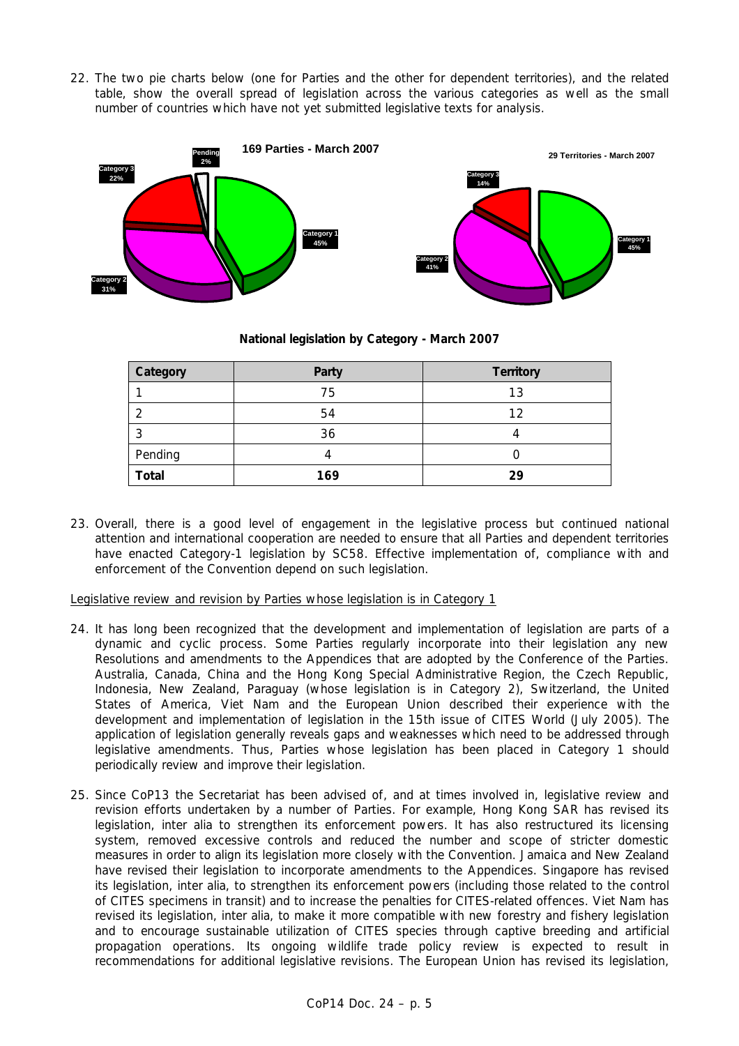22. The two pie charts below (one for Parties and the other for dependent territories), and the related table, show the overall spread of legislation across the various categories as well as the small number of countries which have not yet submitted legislative texts for analysis.

**National legislation by Category - March 2007**

| Category | Party | Territory |
|---|---|---|
| 1 | 75 | 13 |
| 2 | 54 | 12 |
| 3 | 36 | 4 |
| Pending | 4 | 0 |
| **Total** | **169** | **29** |

23. Overall, there is a good level of engagement in the legislative process but continued national attention and international cooperation are needed to ensure that all Parties and dependent territories have enacted Category-1 legislation by SC58. Effective implementation of, compliance with and enforcement of the Convention depend on such legislation.

Legislative review and revision by Parties whose legislation is in Category 1

24. It has long been recognized that the development and implementation of legislation are parts of a dynamic and cyclic process. Some Parties regularly incorporate into their legislation any new Resolutions and amendments to the Appendices that are adopted by the Conference of the Parties. Australia, Canada, China and the Hong Kong Special Administrative Region, the Czech Republic, Indonesia, New Zealand, Paraguay (whose legislation is in Category 2), Switzerland, the United States of America, Viet Nam and the European Union described their experience with the development and implementation of legislation in the 15th issue of CITES World (July 2005). The application of legislation generally reveals gaps and weaknesses which need to be addressed through legislative amendments. Thus, Parties whose legislation has been placed in Category 1 should periodically review and improve their legislation.

25. Since CoP13 the Secretariat has been advised of, and at times involved in, legislative review and revision efforts undertaken by a number of Parties. For example, Hong Kong SAR has revised its legislation, inter alia to strengthen its enforcement powers. It has also restructured its licensing system, removed excessive controls and reduced the number and scope of stricter domestic measures in order to align its legislation more closely with the Convention. Jamaica and New Zealand have revised their legislation to incorporate amendments to the Appendices. Singapore has revised its legislation, inter alia, to strengthen its enforcement powers (including those related to the control of CITES specimens in transit) and to increase the penalties for CITES-related offences. Viet Nam has revised its legislation, inter alia, to make it more compatible with new forestry and fishery legislation and to encourage sustainable utilization of CITES species through captive breeding and artificial propagation operations. Its ongoing wildlife trade policy review is expected to result in recommendations for additional legislative revisions. The European Union has revised its legislation,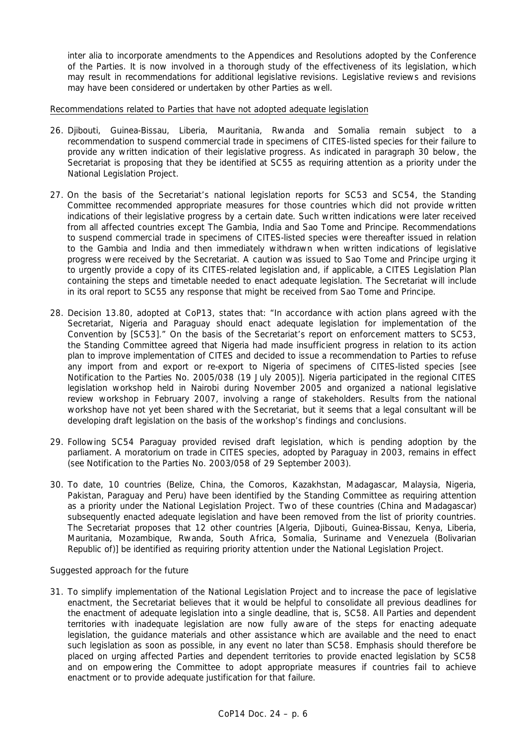inter alia to incorporate amendments to the Appendices and Resolutions adopted by the Conference of the Parties. It is now involved in a thorough study of the effectiveness of its legislation, which may result in recommendations for additional legislative revisions. Legislative reviews and revisions may have been considered or undertaken by other Parties as well.

Recommendations related to Parties that have not adopted adequate legislation

26. Djibouti, Guinea-Bissau, Liberia, Mauritania, Rwanda and Somalia remain subject to a recommendation to suspend commercial trade in specimens of CITES-listed species for their failure to provide any written indication of their legislative progress. As indicated in paragraph 30 below, the Secretariat is proposing that they be identified at SC55 as requiring attention as a priority under the National Legislation Project.

27. On the basis of the Secretariat's national legislation reports for SC53 and SC54, the Standing Committee recommended appropriate measures for those countries which did not provide written indications of their legislative progress by a certain date. Such written indications were later received from all affected countries except The Gambia, India and Sao Tome and Principe. Recommendations to suspend commercial trade in specimens of CITES-listed species were thereafter issued in relation to the Gambia and India and then immediately withdrawn when written indications of legislative progress were received by the Secretariat. A caution was issued to Sao Tome and Principe urging it to urgently provide a copy of its CITES-related legislation and, if applicable, a CITES Legislation Plan containing the steps and timetable needed to enact adequate legislation. The Secretariat will include in its oral report to SC55 any response that might be received from Sao Tome and Principe.

28. Decision 13.80, adopted at CoP13, states that: "In accordance with action plans agreed with the Secretariat, Nigeria and Paraguay should enact adequate legislation for implementation of the Convention by [SC53]." On the basis of the Secretariat's report on enforcement matters to SC53, the Standing Committee agreed that Nigeria had made insufficient progress in relation to its action plan to improve implementation of CITES and decided to issue a recommendation to Parties to refuse any import from and export or re-export to Nigeria of specimens of CITES-listed species [see Notification to the Parties No. 2005/038 (19 July 2005)]. Nigeria participated in the regional CITES legislation workshop held in Nairobi during November 2005 and organized a national legislative review workshop in February 2007, involving a range of stakeholders. Results from the national workshop have not yet been shared with the Secretariat, but it seems that a legal consultant will be developing draft legislation on the basis of the workshop's findings and conclusions.

29. Following SC54 Paraguay provided revised draft legislation, which is pending adoption by the parliament. A moratorium on trade in CITES species, adopted by Paraguay in 2003, remains in effect (see Notification to the Parties No. 2003/058 of 29 September 2003).

30. To date, 10 countries (Belize, China, the Comoros, Kazakhstan, Madagascar, Malaysia, Nigeria, Pakistan, Paraguay and Peru) have been identified by the Standing Committee as requiring attention as a priority under the National Legislation Project. Two of these countries (China and Madagascar) subsequently enacted adequate legislation and have been removed from the list of priority countries. The Secretariat proposes that 12 other countries [Algeria, Djibouti, Guinea-Bissau, Kenya, Liberia, Mauritania, Mozambique, Rwanda, South Africa, Somalia, Suriname and Venezuela (Bolivarian Republic of)] be identified as requiring priority attention under the National Legislation Project.

Suggested approach for the future

31. To simplify implementation of the National Legislation Project and to increase the pace of legislative enactment, the Secretariat believes that it would be helpful to consolidate all previous deadlines for the enactment of adequate legislation into a single deadline, that is, SC58. All Parties and dependent territories with inadequate legislation are now fully aware of the steps for enacting adequate legislation, the guidance materials and other assistance which are available and the need to enact such legislation as soon as possible, in any event no later than SC58. Emphasis should therefore be placed on urging affected Parties and dependent territories to provide enacted legislation by SC58 and on empowering the Committee to adopt appropriate measures if countries fail to achieve enactment or to provide adequate justification for that failure.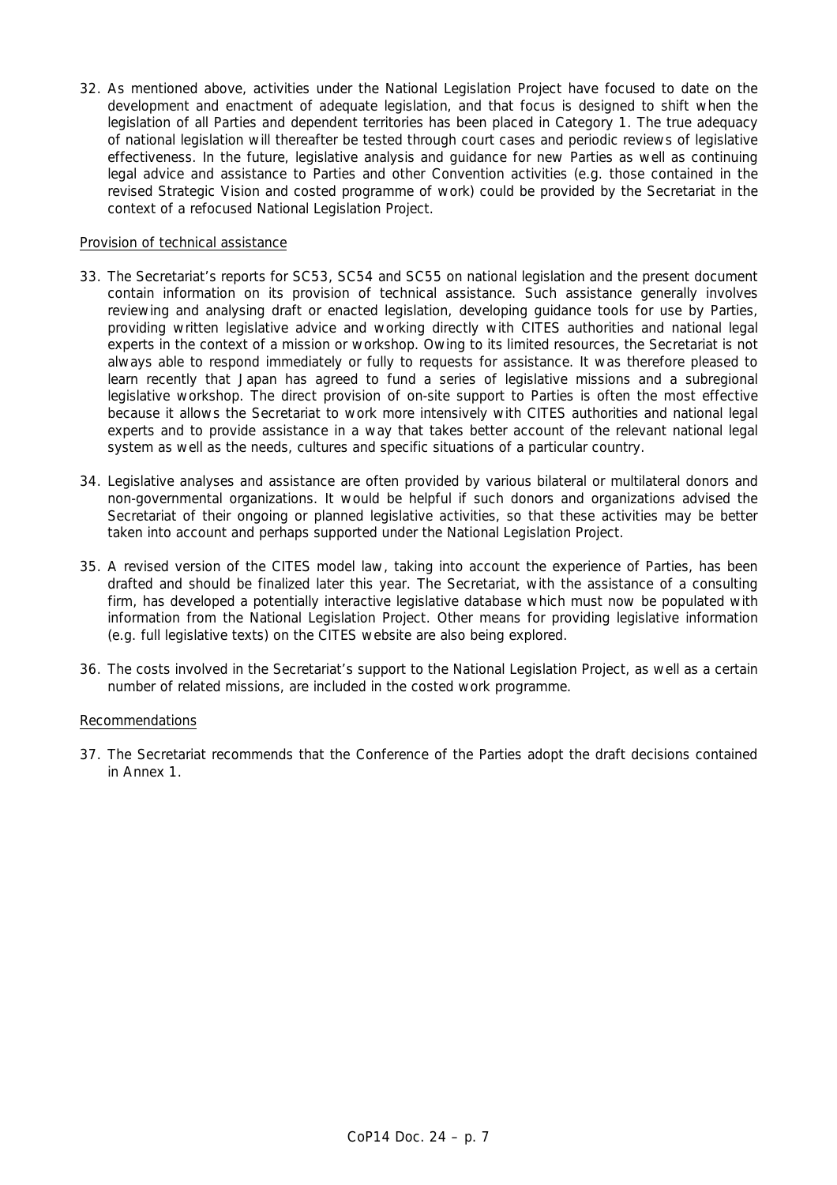32. As mentioned above, activities under the National Legislation Project have focused to date on the development and enactment of adequate legislation, and that focus is designed to shift when the legislation of all Parties and dependent territories has been placed in Category 1. The true adequacy of national legislation will thereafter be tested through court cases and periodic reviews of legislative effectiveness. In the future, legislative analysis and guidance for new Parties as well as continuing legal advice and assistance to Parties and other Convention activities (e.g. those contained in the revised Strategic Vision and costed programme of work) could be provided by the Secretariat in the context of a refocused National Legislation Project.

Provision of technical assistance

33. The Secretariat's reports for SC53, SC54 and SC55 on national legislation and the present document contain information on its provision of technical assistance. Such assistance generally involves reviewing and analysing draft or enacted legislation, developing guidance tools for use by Parties, providing written legislative advice and working directly with CITES authorities and national legal experts in the context of a mission or workshop. Owing to its limited resources, the Secretariat is not always able to respond immediately or fully to requests for assistance. It was therefore pleased to learn recently that Japan has agreed to fund a series of legislative missions and a subregional legislative workshop. The direct provision of on-site support to Parties is often the most effective because it allows the Secretariat to work more intensively with CITES authorities and national legal experts and to provide assistance in a way that takes better account of the relevant national legal system as well as the needs, cultures and specific situations of a particular country.

34. Legislative analyses and assistance are often provided by various bilateral or multilateral donors and non-governmental organizations. It would be helpful if such donors and organizations advised the Secretariat of their ongoing or planned legislative activities, so that these activities may be better taken into account and perhaps supported under the National Legislation Project.

35. A revised version of the CITES model law, taking into account the experience of Parties, has been drafted and should be finalized later this year. The Secretariat, with the assistance of a consulting firm, has developed a potentially interactive legislative database which must now be populated with information from the National Legislation Project. Other means for providing legislative information (e.g. full legislative texts) on the CITES website are also being explored.

36. The costs involved in the Secretariat's support to the National Legislation Project, as well as a certain number of related missions, are included in the costed work programme.

Recommendations

37. The Secretariat recommends that the Conference of the Parties adopt the draft decisions contained in Annex 1.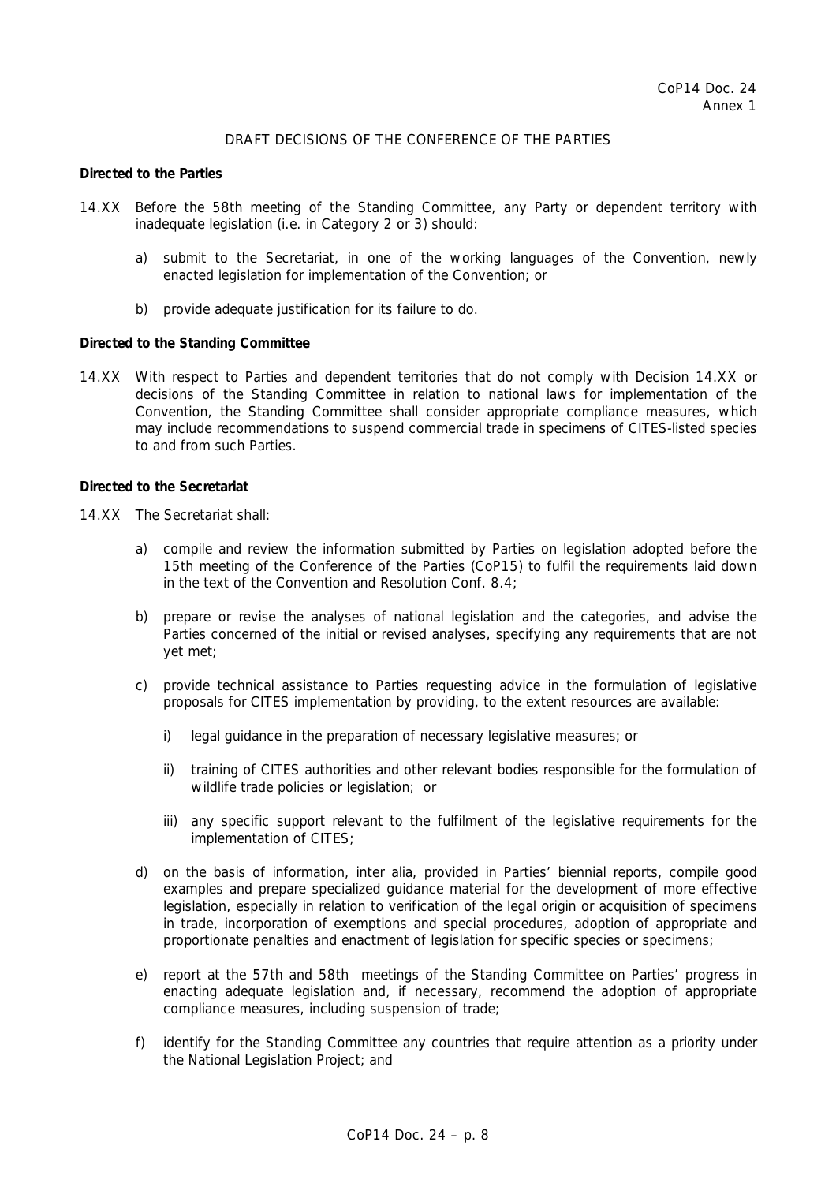CoP14 Doc. 24
Annex 1

DRAFT DECISIONS OF THE CONFERENCE OF THE PARTIES

**Directed to the Parties**

14.XX Before the 58th meeting of the Standing Committee, any Party or dependent territory with inadequate legislation (i.e. in Category 2 or 3) should:

a) submit to the Secretariat, in one of the working languages of the Convention, newly enacted legislation for implementation of the Convention; or

b) provide adequate justification for its failure to do.

**Directed to the Standing Committee**

14.XX With respect to Parties and dependent territories that do not comply with Decision 14.XX or decisions of the Standing Committee in relation to national laws for implementation of the Convention, the Standing Committee shall consider appropriate compliance measures, which may include recommendations to suspend commercial trade in specimens of CITES-listed species to and from such Parties.

**Directed to the Secretariat**

14.XX The Secretariat shall:

a) compile and review the information submitted by Parties on legislation adopted before the 15th meeting of the Conference of the Parties (CoP15) to fulfil the requirements laid down in the text of the Convention and Resolution Conf. 8.4;

b) prepare or revise the analyses of national legislation and the categories, and advise the Parties concerned of the initial or revised analyses, specifying any requirements that are not yet met;

c) provide technical assistance to Parties requesting advice in the formulation of legislative proposals for CITES implementation by providing, to the extent resources are available:

   i) legal guidance in the preparation of necessary legislative measures; or

   ii) training of CITES authorities and other relevant bodies responsible for the formulation of wildlife trade policies or legislation; or

   iii) any specific support relevant to the fulfilment of the legislative requirements for the implementation of CITES;

d) on the basis of information, inter alia, provided in Parties' biennial reports, compile good examples and prepare specialized guidance material for the development of more effective legislation, especially in relation to verification of the legal origin or acquisition of specimens in trade, incorporation of exemptions and special procedures, adoption of appropriate and proportionate penalties and enactment of legislation for specific species or specimens;

e) report at the 57th and 58th meetings of the Standing Committee on Parties' progress in enacting adequate legislation and, if necessary, recommend the adoption of appropriate compliance measures, including suspension of trade;

f) identify for the Standing Committee any countries that require attention as a priority under the National Legislation Project; and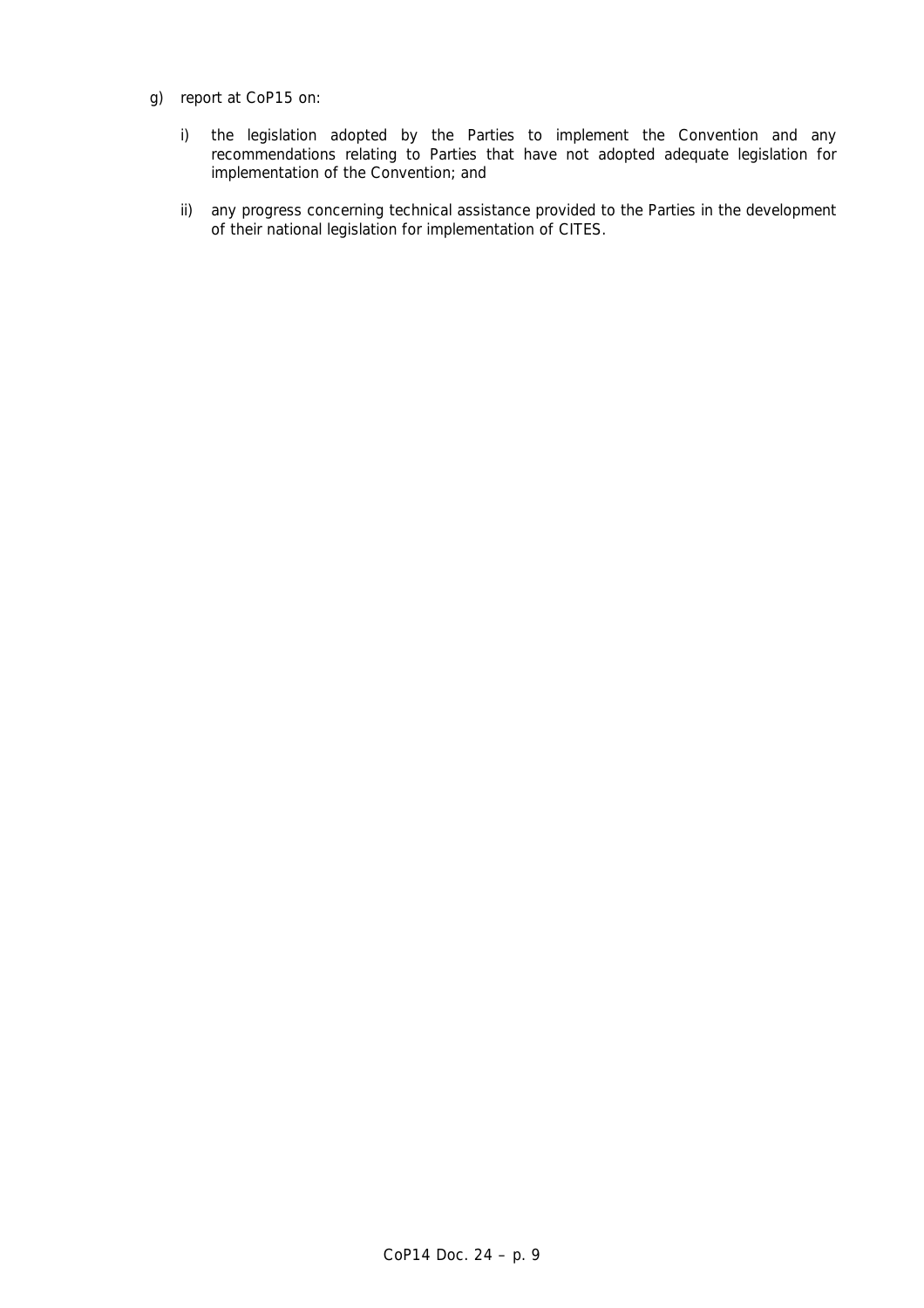g) report at CoP15 on:

   i) the legislation adopted by the Parties to implement the Convention and any recommendations relating to Parties that have not adopted adequate legislation for implementation of the Convention; and

   ii) any progress concerning technical assistance provided to the Parties in the development of their national legislation for implementation of CITES.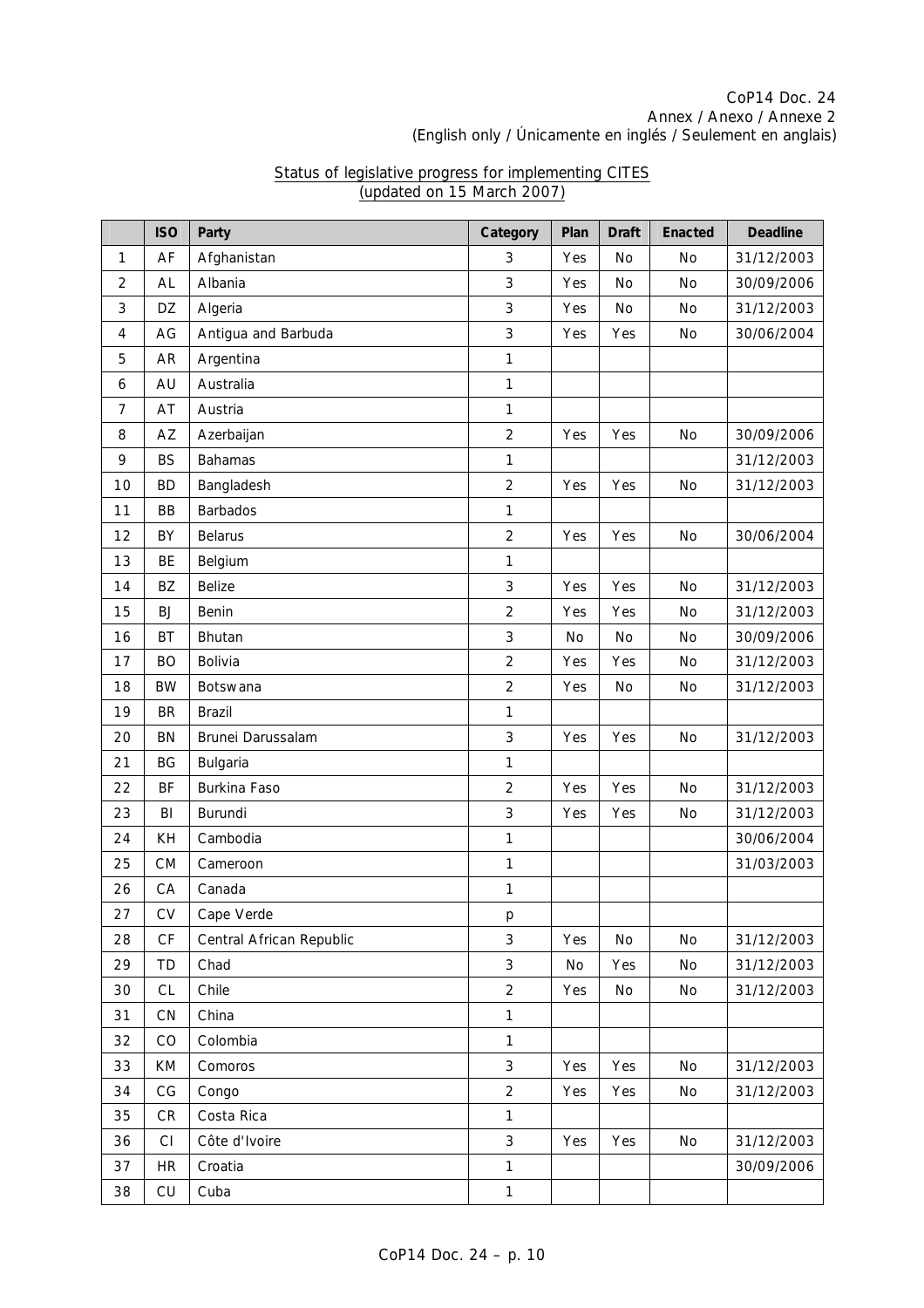CoP14 Doc. 24
Annex / Anexo / Annexe 2
(English only / Únicamente en inglés / Seulement en anglais)

Status of legislative progress for implementing CITES
(updated on 15 March 2007)

| | ISO | Party | Category | Plan | Draft | Enacted | Deadline |
|---|---|---|---|---|---|---|---|
| 1 | AF | Afghanistan | 3 | Yes | No | No | 31/12/2003 |
| 2 | AL | Albania | 3 | Yes | No | No | 30/09/2006 |
| 3 | DZ | Algeria | 3 | Yes | No | No | 31/12/2003 |
| 4 | AG | Antigua and Barbuda | 3 | Yes | Yes | No | 30/06/2004 |
| 5 | AR | Argentina | 1 | | | | |
| 6 | AU | Australia | 1 | | | | |
| 7 | AT | Austria | 1 | | | | |
| 8 | AZ | Azerbaijan | 2 | Yes | Yes | No | 30/09/2006 |
| 9 | BS | Bahamas | 1 | | | | 31/12/2003 |
| 10 | BD | Bangladesh | 2 | Yes | Yes | No | 31/12/2003 |
| 11 | BB | Barbados | 1 | | | | |
| 12 | BY | Belarus | 2 | Yes | Yes | No | 30/06/2004 |
| 13 | BE | Belgium | 1 | | | | |
| 14 | BZ | Belize | 3 | Yes | Yes | No | 31/12/2003 |
| 15 | BJ | Benin | 2 | Yes | Yes | No | 31/12/2003 |
| 16 | BT | Bhutan | 3 | No | No | No | 30/09/2006 |
| 17 | BO | Bolivia | 2 | Yes | Yes | No | 31/12/2003 |
| 18 | BW | Botswana | 2 | Yes | No | No | 31/12/2003 |
| 19 | BR | Brazil | 1 | | | | |
| 20 | BN | Brunei Darussalam | 3 | Yes | Yes | No | 31/12/2003 |
| 21 | BG | Bulgaria | 1 | | | | |
| 22 | BF | Burkina Faso | 2 | Yes | Yes | No | 31/12/2003 |
| 23 | BI | Burundi | 3 | Yes | Yes | No | 31/12/2003 |
| 24 | KH | Cambodia | 1 | | | | 30/06/2004 |
| 25 | CM | Cameroon | 1 | | | | 31/03/2003 |
| 26 | CA | Canada | 1 | | | | |
| 27 | CV | Cape Verde | p | | | | |
| 28 | CF | Central African Republic | 3 | Yes | No | No | 31/12/2003 |
| 29 | TD | Chad | 3 | No | Yes | No | 31/12/2003 |
| 30 | CL | Chile | 2 | Yes | No | No | 31/12/2003 |
| 31 | CN | China | 1 | | | | |
| 32 | CO | Colombia | 1 | | | | |
| 33 | KM | Comoros | 3 | Yes | Yes | No | 31/12/2003 |
| 34 | CG | Congo | 2 | Yes | Yes | No | 31/12/2003 |
| 35 | CR | Costa Rica | 1 | | | | |
| 36 | CI | Côte d'Ivoire | 3 | Yes | Yes | No | 31/12/2003 |
| 37 | HR | Croatia | 1 | | | | 30/09/2006 |
| 38 | CU | Cuba | 1 | | | | |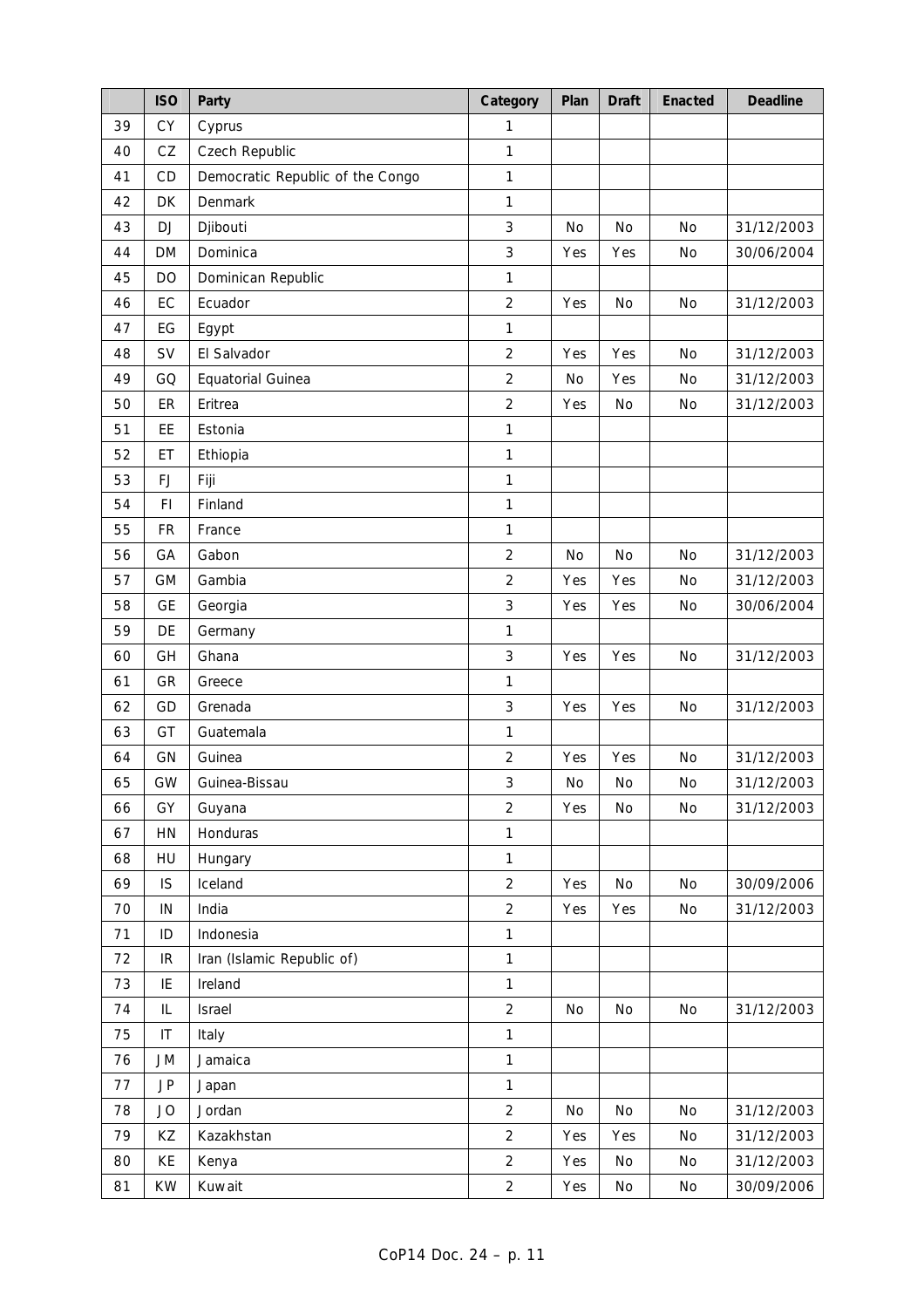| | ISO | Party | Category | Plan | Draft | Enacted | Deadline |
|---|---|---|---|---|---|---|---|
| 39 | CY | Cyprus | 1 | | | | |
| 40 | CZ | Czech Republic | 1 | | | | |
| 41 | CD | Democratic Republic of the Congo | 1 | | | | |
| 42 | DK | Denmark | 1 | | | | |
| 43 | DJ | Djibouti | 3 | No | No | No | 31/12/2003 |
| 44 | DM | Dominica | 3 | Yes | Yes | No | 30/06/2004 |
| 45 | DO | Dominican Republic | 1 | | | | |
| 46 | EC | Ecuador | 2 | Yes | No | No | 31/12/2003 |
| 47 | EG | Egypt | 1 | | | | |
| 48 | SV | El Salvador | 2 | Yes | Yes | No | 31/12/2003 |
| 49 | GQ | Equatorial Guinea | 2 | No | Yes | No | 31/12/2003 |
| 50 | ER | Eritrea | 2 | Yes | No | No | 31/12/2003 |
| 51 | EE | Estonia | 1 | | | | |
| 52 | ET | Ethiopia | 1 | | | | |
| 53 | FJ | Fiji | 1 | | | | |
| 54 | FI | Finland | 1 | | | | |
| 55 | FR | France | 1 | | | | |
| 56 | GA | Gabon | 2 | No | No | No | 31/12/2003 |
| 57 | GM | Gambia | 2 | Yes | Yes | No | 31/12/2003 |
| 58 | GE | Georgia | 3 | Yes | Yes | No | 30/06/2004 |
| 59 | DE | Germany | 1 | | | | |
| 60 | GH | Ghana | 3 | Yes | Yes | No | 31/12/2003 |
| 61 | GR | Greece | 1 | | | | |
| 62 | GD | Grenada | 3 | Yes | Yes | No | 31/12/2003 |
| 63 | GT | Guatemala | 1 | | | | |
| 64 | GN | Guinea | 2 | Yes | Yes | No | 31/12/2003 |
| 65 | GW | Guinea-Bissau | 3 | No | No | No | 31/12/2003 |
| 66 | GY | Guyana | 2 | Yes | No | No | 31/12/2003 |
| 67 | HN | Honduras | 1 | | | | |
| 68 | HU | Hungary | 1 | | | | |
| 69 | IS | Iceland | 2 | Yes | No | No | 30/09/2006 |
| 70 | IN | India | 2 | Yes | Yes | No | 31/12/2003 |
| 71 | ID | Indonesia | 1 | | | | |
| 72 | IR | Iran (Islamic Republic of) | 1 | | | | |
| 73 | IE | Ireland | 1 | | | | |
| 74 | IL | Israel | 2 | No | No | No | 31/12/2003 |
| 75 | IT | Italy | 1 | | | | |
| 76 | JM | Jamaica | 1 | | | | |
| 77 | JP | Japan | 1 | | | | |
| 78 | JO | Jordan | 2 | No | No | No | 31/12/2003 |
| 79 | KZ | Kazakhstan | 2 | Yes | Yes | No | 31/12/2003 |
| 80 | KE | Kenya | 2 | Yes | No | No | 31/12/2003 |
| 81 | KW | Kuwait | 2 | Yes | No | No | 30/09/2006 |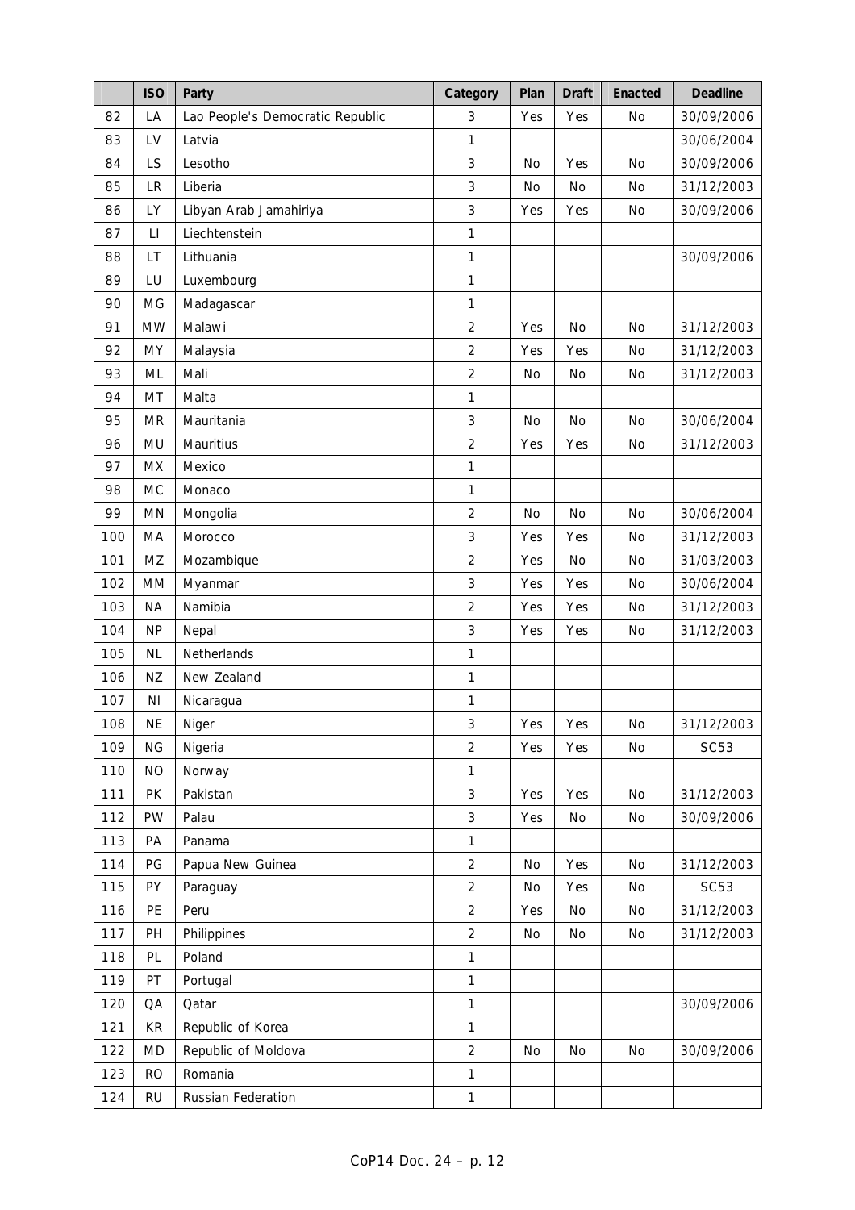| | ISO | Party | Category | Plan | Draft | Enacted | Deadline |
|---|---|---|---|---|---|---|---|
| 82 | LA | Lao People's Democratic Republic | 3 | Yes | Yes | No | 30/09/2006 |
| 83 | LV | Latvia | 1 | | | | 30/06/2004 |
| 84 | LS | Lesotho | 3 | No | Yes | No | 30/09/2006 |
| 85 | LR | Liberia | 3 | No | No | No | 31/12/2003 |
| 86 | LY | Libyan Arab Jamahiriya | 3 | Yes | Yes | No | 30/09/2006 |
| 87 | LI | Liechtenstein | 1 | | | | |
| 88 | LT | Lithuania | 1 | | | | 30/09/2006 |
| 89 | LU | Luxembourg | 1 | | | | |
| 90 | MG | Madagascar | 1 | | | | |
| 91 | MW | Malawi | 2 | Yes | No | No | 31/12/2003 |
| 92 | MY | Malaysia | 2 | Yes | Yes | No | 31/12/2003 |
| 93 | ML | Mali | 2 | No | No | No | 31/12/2003 |
| 94 | MT | Malta | 1 | | | | |
| 95 | MR | Mauritania | 3 | No | No | No | 30/06/2004 |
| 96 | MU | Mauritius | 2 | Yes | Yes | No | 31/12/2003 |
| 97 | MX | Mexico | 1 | | | | |
| 98 | MC | Monaco | 1 | | | | |
| 99 | MN | Mongolia | 2 | No | No | No | 30/06/2004 |
| 100 | MA | Morocco | 3 | Yes | Yes | No | 31/12/2003 |
| 101 | MZ | Mozambique | 2 | Yes | No | No | 31/03/2003 |
| 102 | MM | Myanmar | 3 | Yes | Yes | No | 30/06/2004 |
| 103 | NA | Namibia | 2 | Yes | Yes | No | 31/12/2003 |
| 104 | NP | Nepal | 3 | Yes | Yes | No | 31/12/2003 |
| 105 | NL | Netherlands | 1 | | | | |
| 106 | NZ | New Zealand | 1 | | | | |
| 107 | NI | Nicaragua | 1 | | | | |
| 108 | NE | Niger | 3 | Yes | Yes | No | 31/12/2003 |
| 109 | NG | Nigeria | 2 | Yes | Yes | No | SC53 |
| 110 | NO | Norway | 1 | | | | |
| 111 | PK | Pakistan | 3 | Yes | Yes | No | 31/12/2003 |
| 112 | PW | Palau | 3 | Yes | No | No | 30/09/2006 |
| 113 | PA | Panama | 1 | | | | |
| 114 | PG | Papua New Guinea | 2 | No | Yes | No | 31/12/2003 |
| 115 | PY | Paraguay | 2 | No | Yes | No | SC53 |
| 116 | PE | Peru | 2 | Yes | No | No | 31/12/2003 |
| 117 | PH | Philippines | 2 | No | No | No | 31/12/2003 |
| 118 | PL | Poland | 1 | | | | |
| 119 | PT | Portugal | 1 | | | | |
| 120 | QA | Qatar | 1 | | | | 30/09/2006 |
| 121 | KR | Republic of Korea | 1 | | | | |
| 122 | MD | Republic of Moldova | 2 | No | No | No | 30/09/2006 |
| 123 | RO | Romania | 1 | | | | |
| 124 | RU | Russian Federation | 1 | | | | |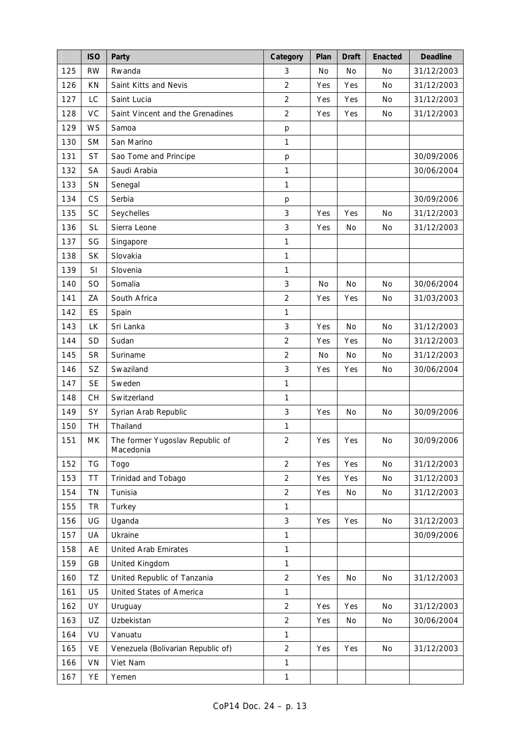|  | ISO | Party | Category | Plan | Draft | Enacted | Deadline |
|---|---|---|---|---|---|---|---|
| 125 | RW | Rwanda | 3 | No | No | No | 31/12/2003 |
| 126 | KN | Saint Kitts and Nevis | 2 | Yes | Yes | No | 31/12/2003 |
| 127 | LC | Saint Lucia | 2 | Yes | Yes | No | 31/12/2003 |
| 128 | VC | Saint Vincent and the Grenadines | 2 | Yes | Yes | No | 31/12/2003 |
| 129 | WS | Samoa | p |  |  |  |  |
| 130 | SM | San Marino | 1 |  |  |  |  |
| 131 | ST | Sao Tome and Principe | p |  |  |  | 30/09/2006 |
| 132 | SA | Saudi Arabia | 1 |  |  |  | 30/06/2004 |
| 133 | SN | Senegal | 1 |  |  |  |  |
| 134 | CS | Serbia | p |  |  |  | 30/09/2006 |
| 135 | SC | Seychelles | 3 | Yes | Yes | No | 31/12/2003 |
| 136 | SL | Sierra Leone | 3 | Yes | No | No | 31/12/2003 |
| 137 | SG | Singapore | 1 |  |  |  |  |
| 138 | SK | Slovakia | 1 |  |  |  |  |
| 139 | SI | Slovenia | 1 |  |  |  |  |
| 140 | SO | Somalia | 3 | No | No | No | 30/06/2004 |
| 141 | ZA | South Africa | 2 | Yes | Yes | No | 31/03/2003 |
| 142 | ES | Spain | 1 |  |  |  |  |
| 143 | LK | Sri Lanka | 3 | Yes | No | No | 31/12/2003 |
| 144 | SD | Sudan | 2 | Yes | Yes | No | 31/12/2003 |
| 145 | SR | Suriname | 2 | No | No | No | 31/12/2003 |
| 146 | SZ | Swaziland | 3 | Yes | Yes | No | 30/06/2004 |
| 147 | SE | Sweden | 1 |  |  |  |  |
| 148 | CH | Switzerland | 1 |  |  |  |  |
| 149 | SY | Syrian Arab Republic | 3 | Yes | No | No | 30/09/2006 |
| 150 | TH | Thailand | 1 |  |  |  |  |
| 151 | MK | The former Yugoslav Republic of Macedonia | 2 | Yes | Yes | No | 30/09/2006 |
| 152 | TG | Togo | 2 | Yes | Yes | No | 31/12/2003 |
| 153 | TT | Trinidad and Tobago | 2 | Yes | Yes | No | 31/12/2003 |
| 154 | TN | Tunisia | 2 | Yes | No | No | 31/12/2003 |
| 155 | TR | Turkey | 1 |  |  |  |  |
| 156 | UG | Uganda | 3 | Yes | Yes | No | 31/12/2003 |
| 157 | UA | Ukraine | 1 |  |  |  | 30/09/2006 |
| 158 | AE | United Arab Emirates | 1 |  |  |  |  |
| 159 | GB | United Kingdom | 1 |  |  |  |  |
| 160 | TZ | United Republic of Tanzania | 2 | Yes | No | No | 31/12/2003 |
| 161 | US | United States of America | 1 |  |  |  |  |
| 162 | UY | Uruguay | 2 | Yes | Yes | No | 31/12/2003 |
| 163 | UZ | Uzbekistan | 2 | Yes | No | No | 30/06/2004 |
| 164 | VU | Vanuatu | 1 |  |  |  |  |
| 165 | VE | Venezuela (Bolivarian Republic of) | 2 | Yes | Yes | No | 31/12/2003 |
| 166 | VN | Viet Nam | 1 |  |  |  |  |
| 167 | YE | Yemen | 1 |  |  |  |  |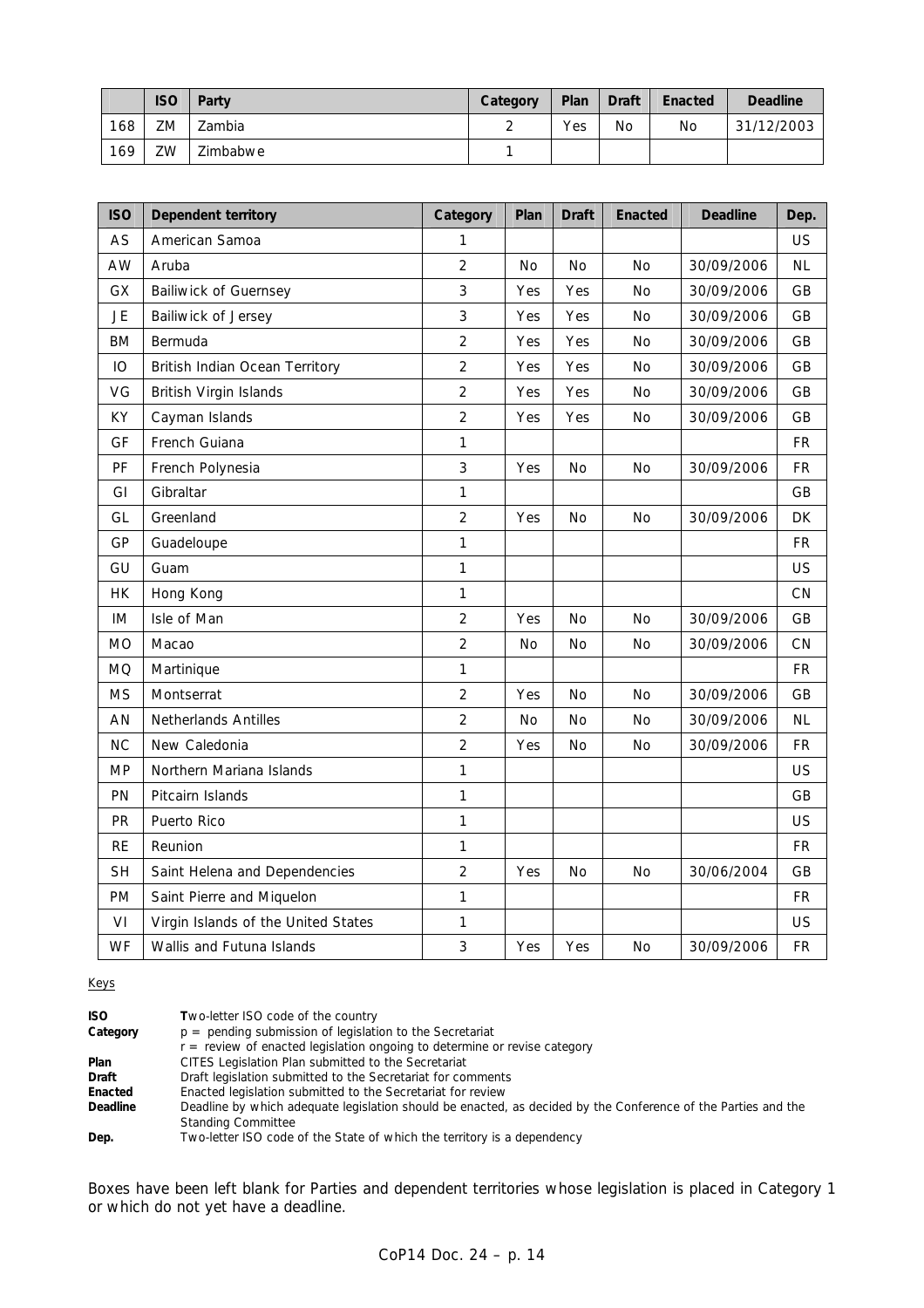| | ISO | Party | Category | Plan | Draft | Enacted | Deadline |
|---|---|---|---|---|---|---|---|
| 168 | ZM | Zambia | 2 | Yes | No | No | 31/12/2003 |
| 169 | ZW | Zimbabwe | 1 | | | | |

| ISO | Dependent territory | Category | Plan | Draft | Enacted | Deadline | Dep. |
|---|---|---|---|---|---|---|---|
| AS | American Samoa | 1 | | | | | US |
| AW | Aruba | 2 | No | No | No | 30/09/2006 | NL |
| GX | Bailiwick of Guernsey | 3 | Yes | Yes | No | 30/09/2006 | GB |
| JE | Bailiwick of Jersey | 3 | Yes | Yes | No | 30/09/2006 | GB |
| BM | Bermuda | 2 | Yes | Yes | No | 30/09/2006 | GB |
| IO | British Indian Ocean Territory | 2 | Yes | Yes | No | 30/09/2006 | GB |
| VG | British Virgin Islands | 2 | Yes | Yes | No | 30/09/2006 | GB |
| KY | Cayman Islands | 2 | Yes | Yes | No | 30/09/2006 | GB |
| GF | French Guiana | 1 | | | | | FR |
| PF | French Polynesia | 3 | Yes | No | No | 30/09/2006 | FR |
| GI | Gibraltar | 1 | | | | | GB |
| GL | Greenland | 2 | Yes | No | No | 30/09/2006 | DK |
| GP | Guadeloupe | 1 | | | | | FR |
| GU | Guam | 1 | | | | | US |
| HK | Hong Kong | 1 | | | | | CN |
| IM | Isle of Man | 2 | Yes | No | No | 30/09/2006 | GB |
| MO | Macao | 2 | No | No | No | 30/09/2006 | CN |
| MQ | Martinique | 1 | | | | | FR |
| MS | Montserrat | 2 | Yes | No | No | 30/09/2006 | GB |
| AN | Netherlands Antilles | 2 | No | No | No | 30/09/2006 | NL |
| NC | New Caledonia | 2 | Yes | No | No | 30/09/2006 | FR |
| MP | Northern Mariana Islands | 1 | | | | | US |
| PN | Pitcairn Islands | 1 | | | | | GB |
| PR | Puerto Rico | 1 | | | | | US |
| RE | Reunion | 1 | | | | | FR |
| SH | Saint Helena and Dependencies | 2 | Yes | No | No | 30/06/2004 | GB |
| PM | Saint Pierre and Miquelon | 1 | | | | | FR |
| VI | Virgin Islands of the United States | 1 | | | | | US |
| WF | Wallis and Futuna Islands | 3 | Yes | Yes | No | 30/09/2006 | FR |

Keys

**ISO** — **T**wo-letter ISO code of the country

**Category** — p = pending submission of legislation to the Secretariat
r = review of enacted legislation ongoing to determine or revise category

**Plan** — CITES Legislation Plan submitted to the Secretariat

**Draft** — Draft legislation submitted to the Secretariat for comments

**Enacted** — Enacted legislation submitted to the Secretariat for review

**Deadline** — Deadline by which adequate legislation should be enacted, as decided by the Conference of the Parties and the Standing Committee

**Dep.** — Two-letter ISO code of the State of which the territory is a dependency

Boxes have been left blank for Parties and dependent territories whose legislation is placed in Category 1 or which do not yet have a deadline.